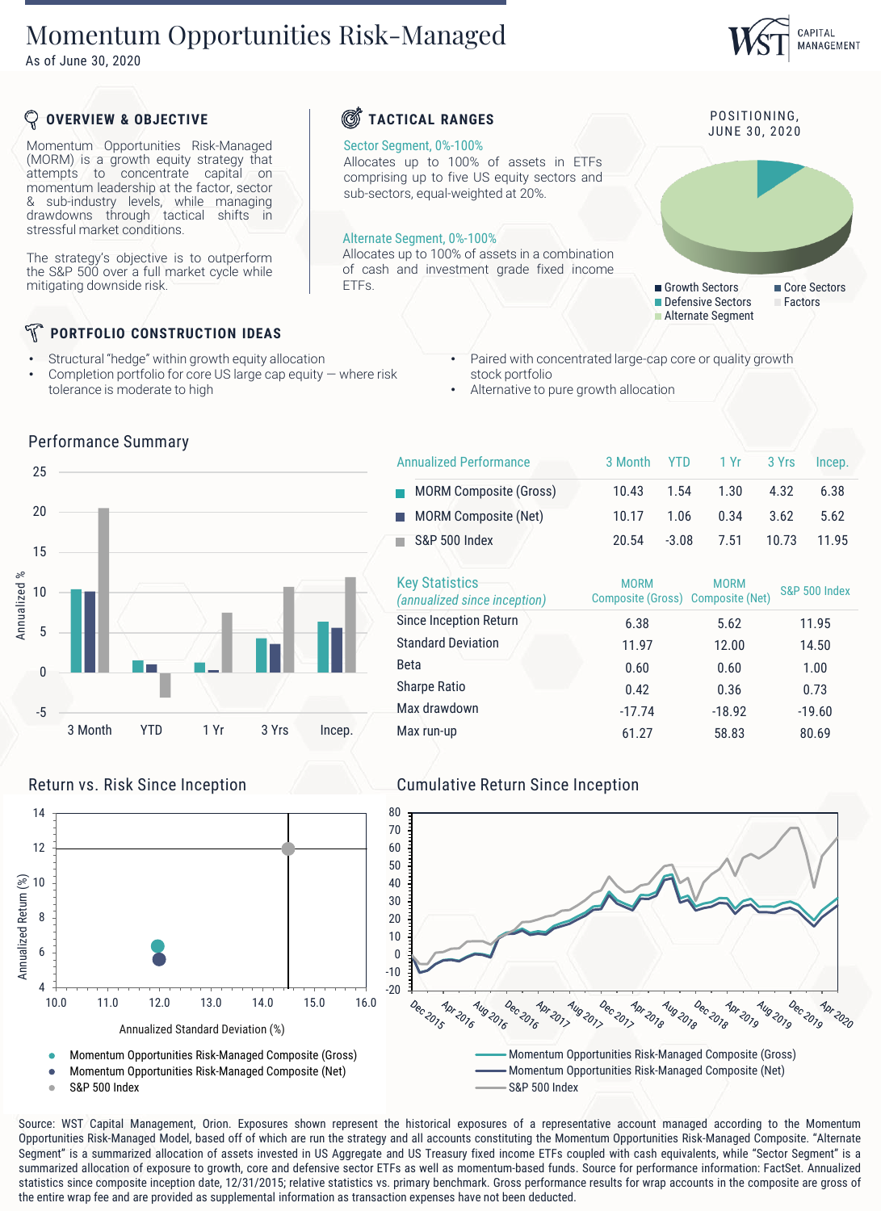# Momentum Opportunities Risk-Managed

As of June 30, 2020

WST Capital Management

## OVERVIEW & OBJECTIVE

Momentum Opportunities Risk-Managed (MORM) is a growth equity strategy that attempts to concentrate capital on momentum leadership at the factor, sector & sub-industry levels, while managing drawdowns through tactical shifts in stressful market conditions.

The strategy's objective is to outperform the S&P 500 over a full market cycle while mitigating downside risk.

## TACTICAL RANGES

Sector Segment, 0%-100%
Allocates up to 100% of assets in ETFs comprising up to five US equity sectors and sub-sectors, equal-weighted at 20%.

Alternate Segment, 0%-100%
Allocates up to 100% of assets in a combination of cash and investment grade fixed income ETFs.

POSITIONING, JUNE 30, 2020

- Growth Sectors
- Core Sectors
- Defensive Sectors
- Factors
- Alternate Segment

## PORTFOLIO CONSTRUCTION IDEAS

- Structural "hedge" within growth equity allocation
- Completion portfolio for core US large cap equity — where risk tolerance is moderate to high
- Paired with concentrated large-cap core or quality growth stock portfolio
- Alternative to pure growth allocation

## Performance Summary

| Annualized Performance | 3 Month | YTD | 1 Yr | 3 Yrs | Incep. |
|---|---|---|---|---|---|
| MORM Composite (Gross) | 10.43 | 1.54 | 1.30 | 4.32 | 6.38 |
| MORM Composite (Net) | 10.17 | 1.06 | 0.34 | 3.62 | 5.62 |
| S&P 500 Index | 20.54 | -3.08 | 7.51 | 10.73 | 11.95 |

| Key Statistics *(annualized since inception)* | MORM Composite (Gross) | MORM Composite (Net) | S&P 500 Index |
|---|---|---|---|
| Since Inception Return | 6.38 | 5.62 | 11.95 |
| Standard Deviation | 11.97 | 12.00 | 14.50 |
| Beta | 0.60 | 0.60 | 1.00 |
| Sharpe Ratio | 0.42 | 0.36 | 0.73 |
| Max drawdown | -17.74 | -18.92 | -19.60 |
| Max run-up | 61.27 | 58.83 | 80.69 |

## Return vs. Risk Since Inception

- Momentum Opportunities Risk-Managed Composite (Gross)
- Momentum Opportunities Risk-Managed Composite (Net)
- S&P 500 Index

## Cumulative Return Since Inception

- Momentum Opportunities Risk-Managed Composite (Gross)
- Momentum Opportunities Risk-Managed Composite (Net)
- S&P 500 Index

Source: WST Capital Management, Orion. Exposures shown represent the historical exposures of a representative account managed according to the Momentum Opportunities Risk-Managed Model, based off of which are run the strategy and all accounts constituting the Momentum Opportunities Risk-Managed Composite. "Alternate Segment" is a summarized allocation of assets invested in US Aggregate and US Treasury fixed income ETFs coupled with cash equivalents, while "Sector Segment" is a summarized allocation of exposure to growth, core and defensive sector ETFs as well as momentum-based funds. Source for performance information: FactSet. Annualized statistics since composite inception date, 12/31/2015; relative statistics vs. primary benchmark. Gross performance results for wrap accounts in the composite are gross of the entire wrap fee and are provided as supplemental information as transaction expenses have not been deducted.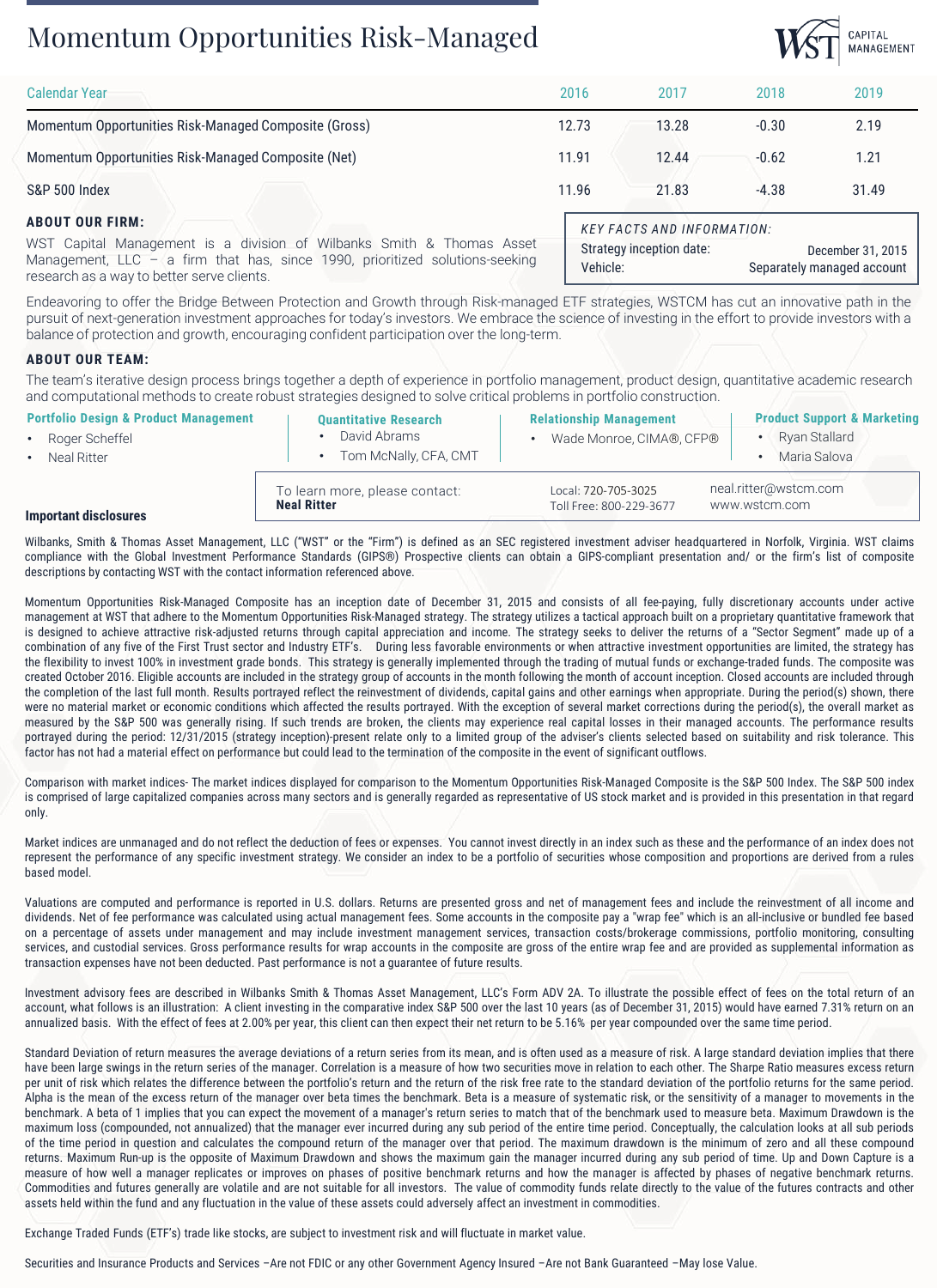# Momentum Opportunities Risk-Managed

WST CAPITAL MANAGEMENT

| Calendar Year | 2016 | 2017 | 2018 | 2019 |
|---|---|---|---|---|
| Momentum Opportunities Risk-Managed Composite (Gross) | 12.73 | 13.28 | -0.30 | 2.19 |
| Momentum Opportunities Risk-Managed Composite (Net) | 11.91 | 12.44 | -0.62 | 1.21 |
| S&P 500 Index | 11.96 | 21.83 | -4.38 | 31.49 |

### ABOUT OUR FIRM:

WST Capital Management is a division of Wilbanks Smith & Thomas Asset Management, LLC – a firm that has, since 1990, prioritized solutions-seeking research as a way to better serve clients.

*KEY FACTS AND INFORMATION:*

Strategy inception date: December 31, 2015
Vehicle: Separately managed account

Endeavoring to offer the Bridge Between Protection and Growth through Risk-managed ETF strategies, WSTCM has cut an innovative path in the pursuit of next-generation investment approaches for today's investors. We embrace the science of investing in the effort to provide investors with a balance of protection and growth, encouraging confident participation over the long-term.

### ABOUT OUR TEAM:

The team's iterative design process brings together a depth of experience in portfolio management, product design, quantitative academic research and computational methods to create robust strategies designed to solve critical problems in portfolio construction.

**Portfolio Design & Product Management**

- Roger Scheffel
- Neal Ritter

**Quantitative Research**

- David Abrams
- Tom McNally, CFA, CMT

**Relationship Management**

- Wade Monroe, CIMA®, CFP®

**Product Support & Marketing**

- Ryan Stallard
- Maria Salova

To learn more, please contact: **Neal Ritter**
Local: 720-705-3025
Toll Free: 800-229-3677
neal.ritter@wstcm.com
www.wstcm.com

**Important disclosures**

Wilbanks, Smith & Thomas Asset Management, LLC ("WST" or the "Firm") is defined as an SEC registered investment adviser headquartered in Norfolk, Virginia. WST claims compliance with the Global Investment Performance Standards (GIPS®) Prospective clients can obtain a GIPS-compliant presentation and/ or the firm's list of composite descriptions by contacting WST with the contact information referenced above.

Momentum Opportunities Risk-Managed Composite has an inception date of December 31, 2015 and consists of all fee-paying, fully discretionary accounts under active management at WST that adhere to the Momentum Opportunities Risk-Managed strategy. The strategy utilizes a tactical approach built on a proprietary quantitative framework that is designed to achieve attractive risk-adjusted returns through capital appreciation and income. The strategy seeks to deliver the returns of a "Sector Segment" made up of a combination of any five of the First Trust sector and Industry ETF's. During less favorable environments or when attractive investment opportunities are limited, the strategy has the flexibility to invest 100% in investment grade bonds. This strategy is generally implemented through the trading of mutual funds or exchange-traded funds. The composite was created October 2016. Eligible accounts are included in the strategy group of accounts in the month following the month of account inception. Closed accounts are included through the completion of the last full month. Results portrayed reflect the reinvestment of dividends, capital gains and other earnings when appropriate. During the period(s) shown, there were no material market or economic conditions which affected the results portrayed. With the exception of several market corrections during the period(s), the overall market as measured by the S&P 500 was generally rising. If such trends are broken, the clients may experience real capital losses in their managed accounts. The performance results portrayed during the period: 12/31/2015 (strategy inception)-present relate only to a limited group of the adviser's clients selected based on suitability and risk tolerance. This factor has not had a material effect on performance but could lead to the termination of the composite in the event of significant outflows.

Comparison with market indices- The market indices displayed for comparison to the Momentum Opportunities Risk-Managed Composite is the S&P 500 Index. The S&P 500 index is comprised of large capitalized companies across many sectors and is generally regarded as representative of US stock market and is provided in this presentation in that regard only.

Market indices are unmanaged and do not reflect the deduction of fees or expenses. You cannot invest directly in an index such as these and the performance of an index does not represent the performance of any specific investment strategy. We consider an index to be a portfolio of securities whose composition and proportions are derived from a rules based model.

Valuations are computed and performance is reported in U.S. dollars. Returns are presented gross and net of management fees and include the reinvestment of all income and dividends. Net of fee performance was calculated using actual management fees. Some accounts in the composite pay a "wrap fee" which is an all-inclusive or bundled fee based on a percentage of assets under management and may include investment management services, transaction costs/brokerage commissions, portfolio monitoring, consulting services, and custodial services. Gross performance results for wrap accounts in the composite are gross of the entire wrap fee and are provided as supplemental information as transaction expenses have not been deducted. Past performance is not a guarantee of future results.

Investment advisory fees are described in Wilbanks Smith & Thomas Asset Management, LLC's Form ADV 2A. To illustrate the possible effect of fees on the total return of an account, what follows is an illustration: A client investing in the comparative index S&P 500 over the last 10 years (as of December 31, 2015) would have earned 7.31% return on an annualized basis. With the effect of fees at 2.00% per year, this client can then expect their net return to be 5.16% per year compounded over the same time period.

Standard Deviation of return measures the average deviations of a return series from its mean, and is often used as a measure of risk. A large standard deviation implies that there have been large swings in the return series of the manager. Correlation is a measure of how two securities move in relation to each other. The Sharpe Ratio measures excess return per unit of risk which relates the difference between the portfolio's return and the return of the risk free rate to the standard deviation of the portfolio returns for the same period. Alpha is the mean of the excess return of the manager over beta times the benchmark. Beta is a measure of systematic risk, or the sensitivity of a manager to movements in the benchmark. A beta of 1 implies that you can expect the movement of a manager's return series to match that of the benchmark used to measure beta. Maximum Drawdown is the maximum loss (compounded, not annualized) that the manager ever incurred during any sub period of the entire time period. Conceptually, the calculation looks at all sub periods of the time period in question and calculates the compound return of the manager over that period. The maximum drawdown is the minimum of zero and all these compound returns. Maximum Run-up is the opposite of Maximum Drawdown and shows the maximum gain the manager incurred during any sub period of time. Up and Down Capture is a measure of how well a manager replicates or improves on phases of positive benchmark returns and how the manager is affected by phases of negative benchmark returns. Commodities and futures generally are volatile and are not suitable for all investors. The value of commodity funds relate directly to the value of the futures contracts and other assets held within the fund and any fluctuation in the value of these assets could adversely affect an investment in commodities.

Exchange Traded Funds (ETF's) trade like stocks, are subject to investment risk and will fluctuate in market value.

Securities and Insurance Products and Services –Are not FDIC or any other Government Agency Insured –Are not Bank Guaranteed –May lose Value.